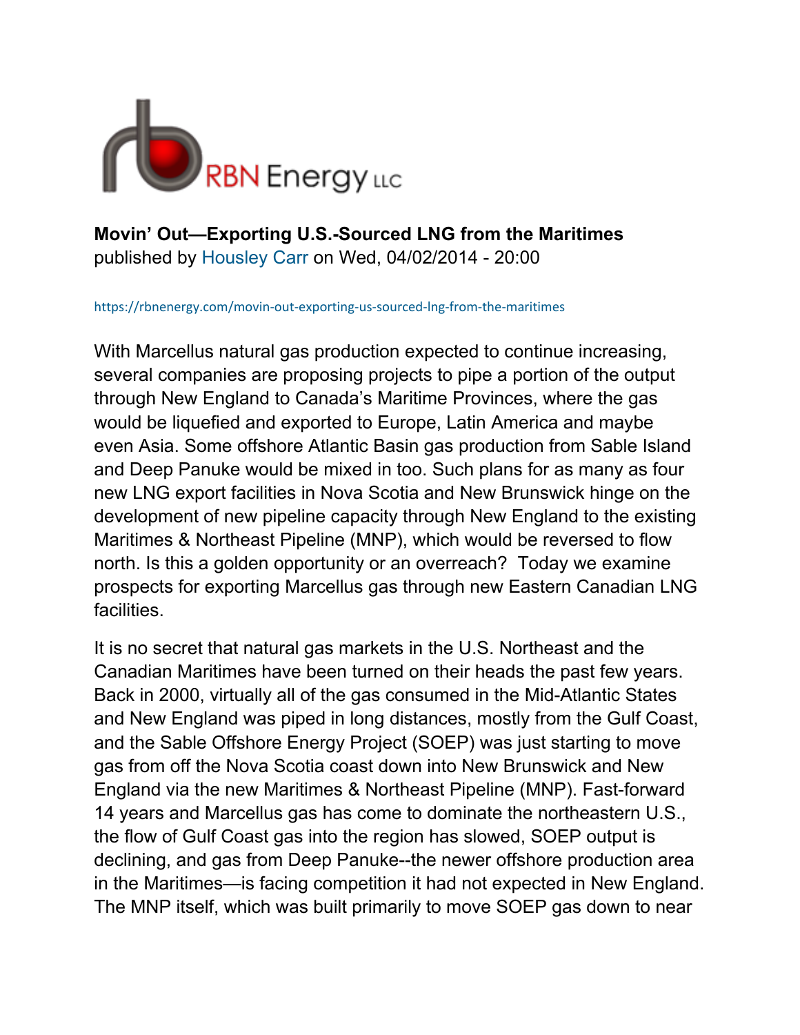RBN Energy LLC

**Movin' Out—Exporting U.S.-Sourced LNG from the Maritimes**
published by Housley Carr on Wed, 04/02/2014 - 20:00

https://rbnenergy.com/movin-out-exporting-us-sourced-lng-from-the-maritimes

With Marcellus natural gas production expected to continue increasing, several companies are proposing projects to pipe a portion of the output through New England to Canada's Maritime Provinces, where the gas would be liquefied and exported to Europe, Latin America and maybe even Asia. Some offshore Atlantic Basin gas production from Sable Island and Deep Panuke would be mixed in too. Such plans for as many as four new LNG export facilities in Nova Scotia and New Brunswick hinge on the development of new pipeline capacity through New England to the existing Maritimes & Northeast Pipeline (MNP), which would be reversed to flow north. Is this a golden opportunity or an overreach? Today we examine prospects for exporting Marcellus gas through new Eastern Canadian LNG facilities.

It is no secret that natural gas markets in the U.S. Northeast and the Canadian Maritimes have been turned on their heads the past few years. Back in 2000, virtually all of the gas consumed in the Mid-Atlantic States and New England was piped in long distances, mostly from the Gulf Coast, and the Sable Offshore Energy Project (SOEP) was just starting to move gas from off the Nova Scotia coast down into New Brunswick and New England via the new Maritimes & Northeast Pipeline (MNP). Fast-forward 14 years and Marcellus gas has come to dominate the northeastern U.S., the flow of Gulf Coast gas into the region has slowed, SOEP output is declining, and gas from Deep Panuke--the newer offshore production area in the Maritimes—is facing competition it had not expected in New England. The MNP itself, which was built primarily to move SOEP gas down to near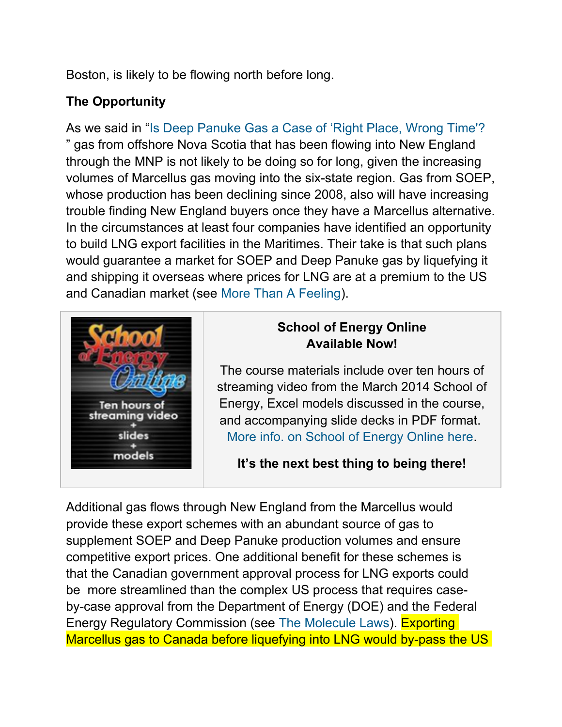Boston, is likely to be flowing north before long.

**The Opportunity**

As we said in "Is Deep Panuke Gas a Case of 'Right Place, Wrong Time'?" gas from offshore Nova Scotia that has been flowing into New England through the MNP is not likely to be doing so for long, given the increasing volumes of Marcellus gas moving into the six-state region. Gas from SOEP, whose production has been declining since 2008, also will have increasing trouble finding New England buyers once they have a Marcellus alternative. In the circumstances at least four companies have identified an opportunity to build LNG export facilities in the Maritimes. Their take is that such plans would guarantee a market for SOEP and Deep Panuke gas by liquefying it and shipping it overseas where prices for LNG are at a premium to the US and Canadian market (see More Than A Feeling).

| School of Energy Online — Ten hours of streaming video + slides + models | **School of Energy Online Available Now!**<br><br>The course materials include over ten hours of streaming video from the March 2014 School of Energy, Excel models discussed in the course, and accompanying slide decks in PDF format. More info. on School of Energy Online here.<br><br>**It's the next best thing to being there!** |
|---|---|

Additional gas flows through New England from the Marcellus would provide these export schemes with an abundant source of gas to supplement SOEP and Deep Panuke production volumes and ensure competitive export prices. One additional benefit for these schemes is that the Canadian government approval process for LNG exports could be more streamlined than the complex US process that requires case-by-case approval from the Department of Energy (DOE) and the Federal Energy Regulatory Commission (see The Molecule Laws). Exporting Marcellus gas to Canada before liquefying into LNG would by-pass the US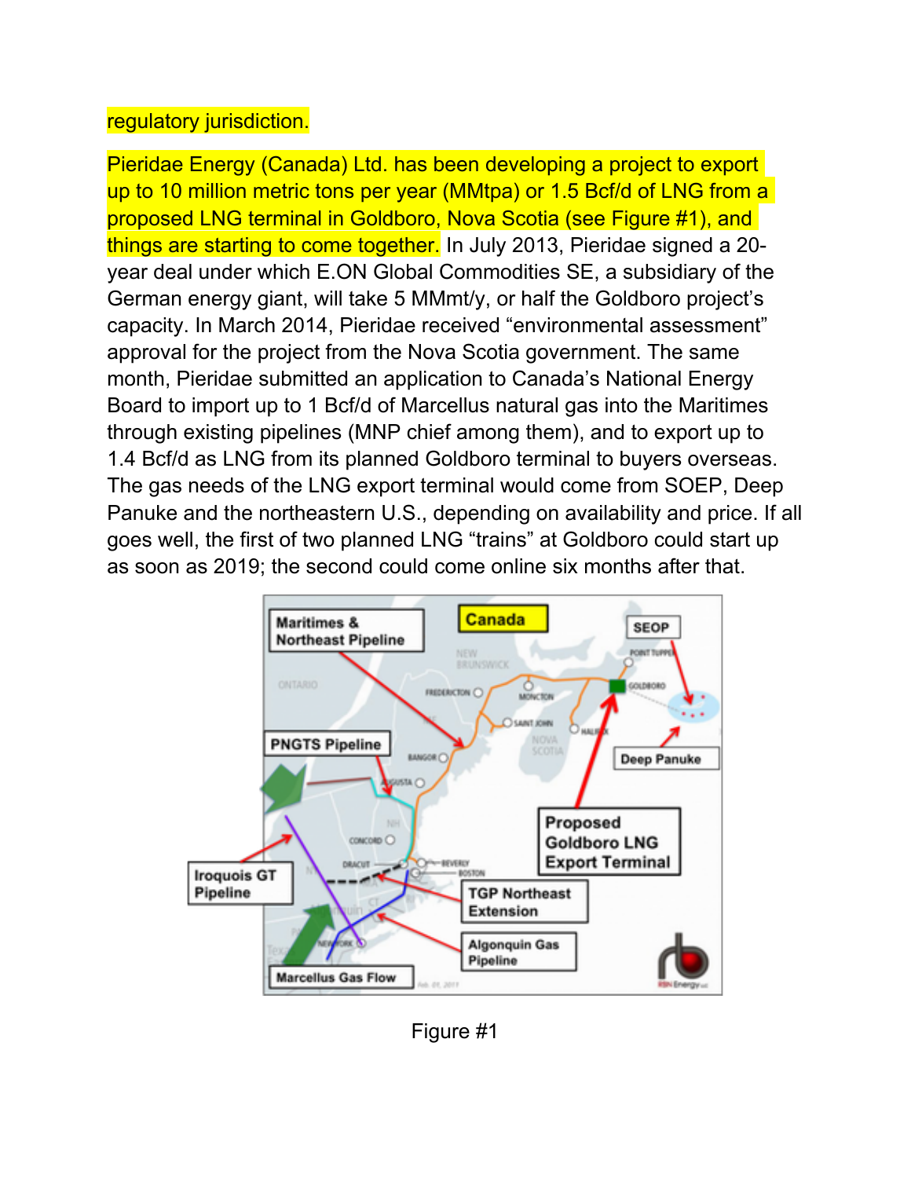regulatory jurisdiction.

Pieridae Energy (Canada) Ltd. has been developing a project to export up to 10 million metric tons per year (MMtpa) or 1.5 Bcf/d of LNG from a proposed LNG terminal in Goldboro, Nova Scotia (see Figure #1), and things are starting to come together. In July 2013, Pieridae signed a 20-year deal under which E.ON Global Commodities SE, a subsidiary of the German energy giant, will take 5 MMmt/y, or half the Goldboro project's capacity. In March 2014, Pieridae received "environmental assessment" approval for the project from the Nova Scotia government. The same month, Pieridae submitted an application to Canada's National Energy Board to import up to 1 Bcf/d of Marcellus natural gas into the Maritimes through existing pipelines (MNP chief among them), and to export up to 1.4 Bcf/d as LNG from its planned Goldboro terminal to buyers overseas. The gas needs of the LNG export terminal would come from SOEP, Deep Panuke and the northeastern U.S., depending on availability and price. If all goes well, the first of two planned LNG "trains" at Goldboro could start up as soon as 2019; the second could come online six months after that.

Figure #1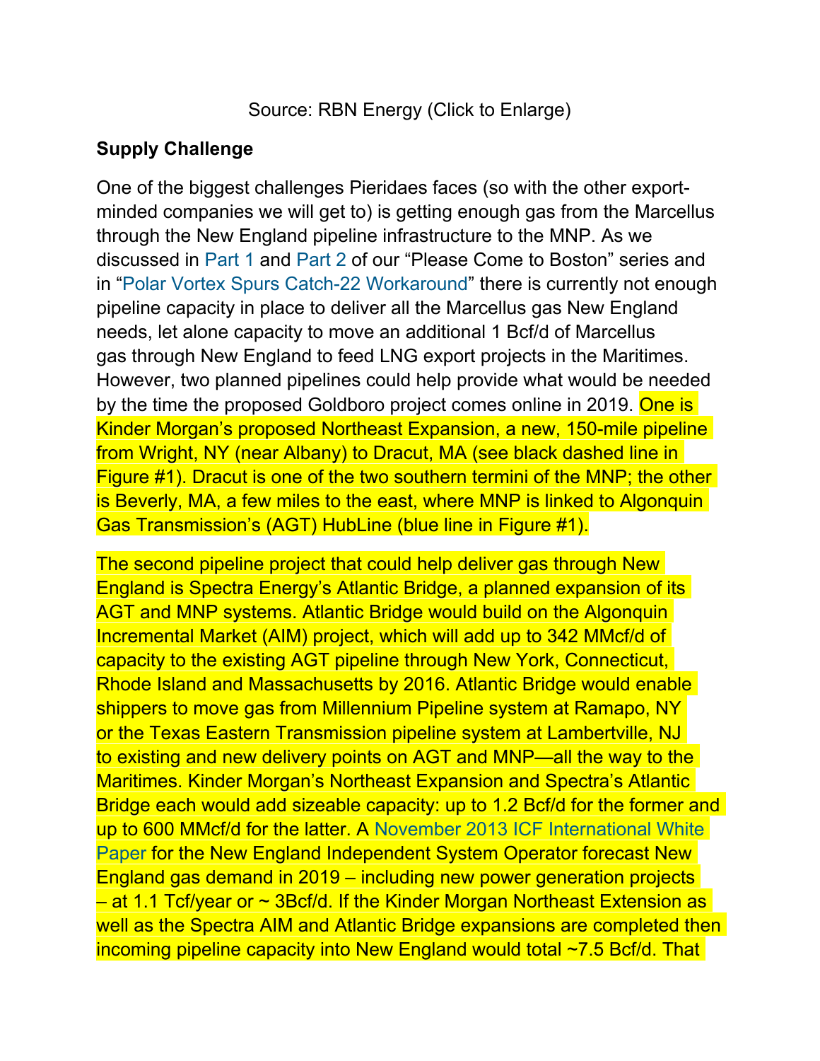Source: RBN Energy (Click to Enlarge)

**Supply Challenge**

One of the biggest challenges Pieridaes faces (so with the other export-minded companies we will get to) is getting enough gas from the Marcellus through the New England pipeline infrastructure to the MNP. As we discussed in Part 1 and Part 2 of our "Please Come to Boston" series and in "Polar Vortex Spurs Catch-22 Workaround" there is currently not enough pipeline capacity in place to deliver all the Marcellus gas New England needs, let alone capacity to move an additional 1 Bcf/d of Marcellus gas through New England to feed LNG export projects in the Maritimes. However, two planned pipelines could help provide what would be needed by the time the proposed Goldboro project comes online in 2019. One is Kinder Morgan's proposed Northeast Expansion, a new, 150-mile pipeline from Wright, NY (near Albany) to Dracut, MA (see black dashed line in Figure #1). Dracut is one of the two southern termini of the MNP; the other is Beverly, MA, a few miles to the east, where MNP is linked to Algonquin Gas Transmission's (AGT) HubLine (blue line in Figure #1).

The second pipeline project that could help deliver gas through New England is Spectra Energy's Atlantic Bridge, a planned expansion of its AGT and MNP systems. Atlantic Bridge would build on the Algonquin Incremental Market (AIM) project, which will add up to 342 MMcf/d of capacity to the existing AGT pipeline through New York, Connecticut, Rhode Island and Massachusetts by 2016. Atlantic Bridge would enable shippers to move gas from Millennium Pipeline system at Ramapo, NY or the Texas Eastern Transmission pipeline system at Lambertville, NJ to existing and new delivery points on AGT and MNP—all the way to the Maritimes. Kinder Morgan's Northeast Expansion and Spectra's Atlantic Bridge each would add sizeable capacity: up to 1.2 Bcf/d for the former and up to 600 MMcf/d for the latter. A November 2013 ICF International White Paper for the New England Independent System Operator forecast New England gas demand in 2019 – including new power generation projects – at 1.1 Tcf/year or ~ 3Bcf/d. If the Kinder Morgan Northeast Extension as well as the Spectra AIM and Atlantic Bridge expansions are completed then incoming pipeline capacity into New England would total ~7.5 Bcf/d. That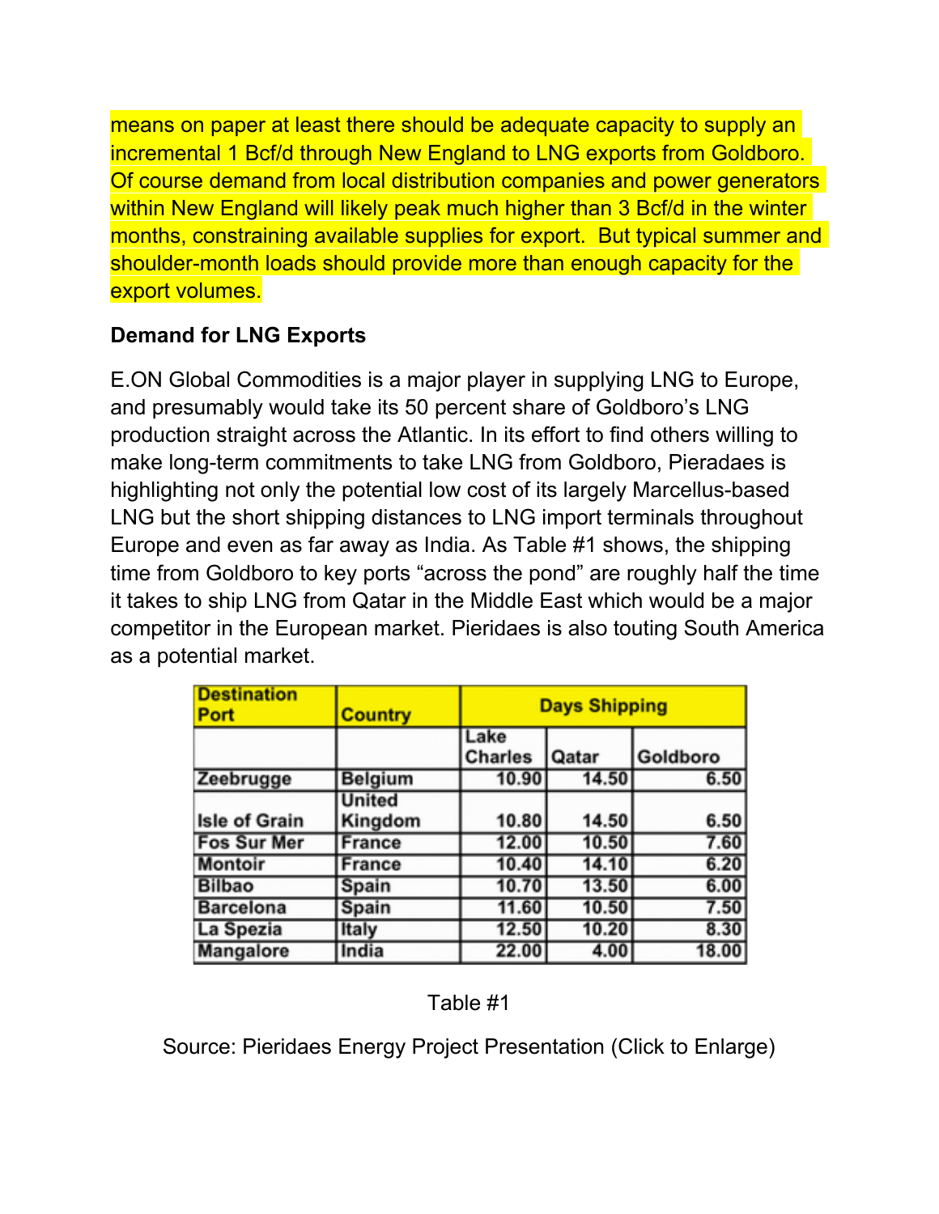means on paper at least there should be adequate capacity to supply an incremental 1 Bcf/d through New England to LNG exports from Goldboro. Of course demand from local distribution companies and power generators within New England will likely peak much higher than 3 Bcf/d in the winter months, constraining available supplies for export. But typical summer and shoulder-month loads should provide more than enough capacity for the export volumes.

**Demand for LNG Exports**

E.ON Global Commodities is a major player in supplying LNG to Europe, and presumably would take its 50 percent share of Goldboro's LNG production straight across the Atlantic. In its effort to find others willing to make long-term commitments to take LNG from Goldboro, Pieradaes is highlighting not only the potential low cost of its largely Marcellus-based LNG but the short shipping distances to LNG import terminals throughout Europe and even as far away as India. As Table #1 shows, the shipping time from Goldboro to key ports "across the pond" are roughly half the time it takes to ship LNG from Qatar in the Middle East which would be a major competitor in the European market. Pieridaes is also touting South America as a potential market.

| Destination Port | Country | Days Shipping | | |
|---|---|---|---|---|
| | | Lake Charles | Qatar | Goldboro |
| Zeebrugge | Belgium | 10.90 | 14.50 | 6.50 |
| Isle of Grain | United Kingdom | 10.80 | 14.50 | 6.50 |
| Fos Sur Mer | France | 12.00 | 10.50 | 7.60 |
| Montoir | France | 10.40 | 14.10 | 6.20 |
| Bilbao | Spain | 10.70 | 13.50 | 6.00 |
| Barcelona | Spain | 11.60 | 10.50 | 7.50 |
| La Spezia | Italy | 12.50 | 10.20 | 8.30 |
| Mangalore | India | 22.00 | 4.00 | 18.00 |

Table #1

Source: Pieridaes Energy Project Presentation (Click to Enlarge)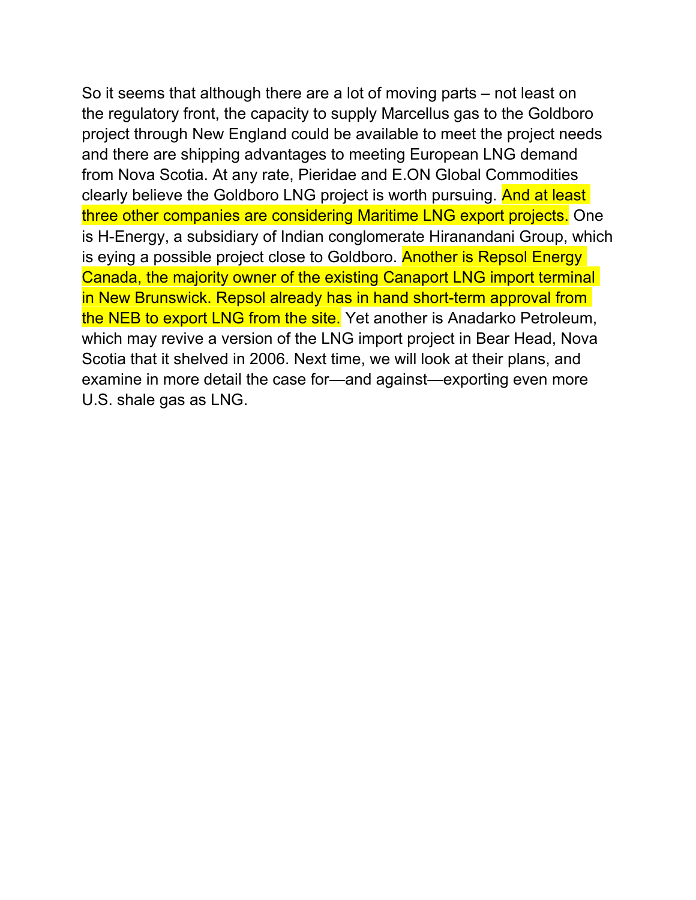So it seems that although there are a lot of moving parts – not least on the regulatory front, the capacity to supply Marcellus gas to the Goldboro project through New England could be available to meet the project needs and there are shipping advantages to meeting European LNG demand from Nova Scotia. At any rate, Pieridae and E.ON Global Commodities clearly believe the Goldboro LNG project is worth pursuing. And at least three other companies are considering Maritime LNG export projects. One is H-Energy, a subsidiary of Indian conglomerate Hiranandani Group, which is eying a possible project close to Goldboro. Another is Repsol Energy Canada, the majority owner of the existing Canaport LNG import terminal in New Brunswick. Repsol already has in hand short-term approval from the NEB to export LNG from the site. Yet another is Anadarko Petroleum, which may revive a version of the LNG import project in Bear Head, Nova Scotia that it shelved in 2006. Next time, we will look at their plans, and examine in more detail the case for—and against—exporting even more U.S. shale gas as LNG.